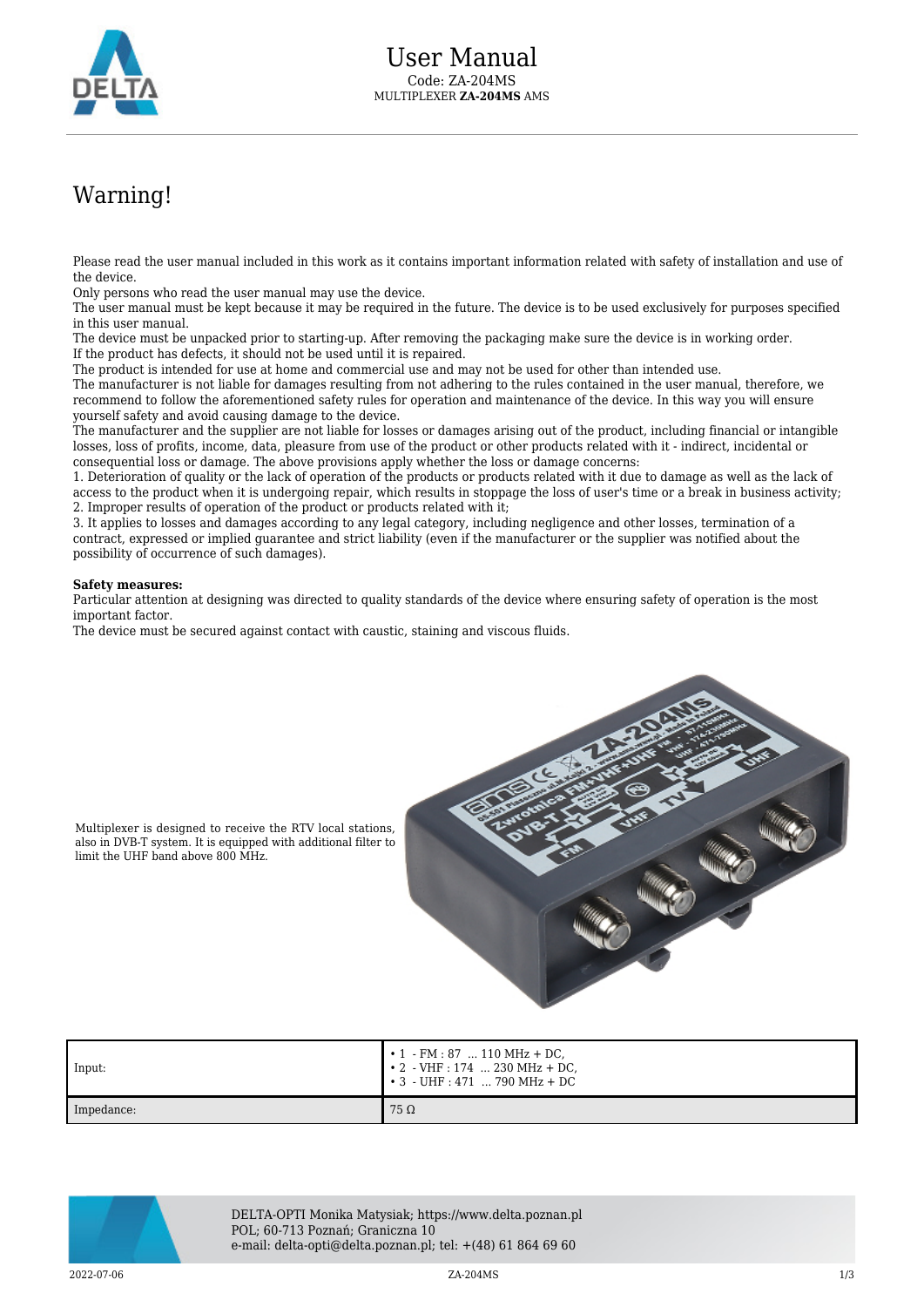# User Manual

Code: ZA-204MS

MULTIPLEXER **ZA-204MS** AMS

## Warning!

Please read the user manual included in this work as it contains important information related with safety of installation and use of the device.
Only persons who read the user manual may use the device.
The user manual must be kept because it may be required in the future. The device is to be used exclusively for purposes specified in this user manual.
The device must be unpacked prior to starting-up. After removing the packaging make sure the device is in working order.
If the product has defects, it should not be used until it is repaired.
The product is intended for use at home and commercial use and may not be used for other than intended use.
The manufacturer is not liable for damages resulting from not adhering to the rules contained in the user manual, therefore, we recommend to follow the aforementioned safety rules for operation and maintenance of the device. In this way you will ensure yourself safety and avoid causing damage to the device.
The manufacturer and the supplier are not liable for losses or damages arising out of the product, including financial or intangible losses, loss of profits, income, data, pleasure from use of the product or other products related with it - indirect, incidental or consequential loss or damage. The above provisions apply whether the loss or damage concerns:
1. Deterioration of quality or the lack of operation of the products or products related with it due to damage as well as the lack of access to the product when it is undergoing repair, which results in stoppage the loss of user's time or a break in business activity;
2. Improper results of operation of the product or products related with it;
3. It applies to losses and damages according to any legal category, including negligence and other losses, termination of a contract, expressed or implied guarantee and strict liability (even if the manufacturer or the supplier was notified about the possibility of occurrence of such damages).

**Safety measures:**
Particular attention at designing was directed to quality standards of the device where ensuring safety of operation is the most important factor.
The device must be secured against contact with caustic, staining and viscous fluids.

Multiplexer is designed to receive the RTV local stations, also in DVB-T system. It is equipped with additional filter to limit the UHF band above 800 MHz.

| | |
|---|---|
| Input: | • 1 - FM : 87 ... 110 MHz + DC,<br>• 2 - VHF : 174 ... 230 MHz + DC,<br>• 3 - UHF : 471 ... 790 MHz + DC |
| Impedance: | 75 Ω |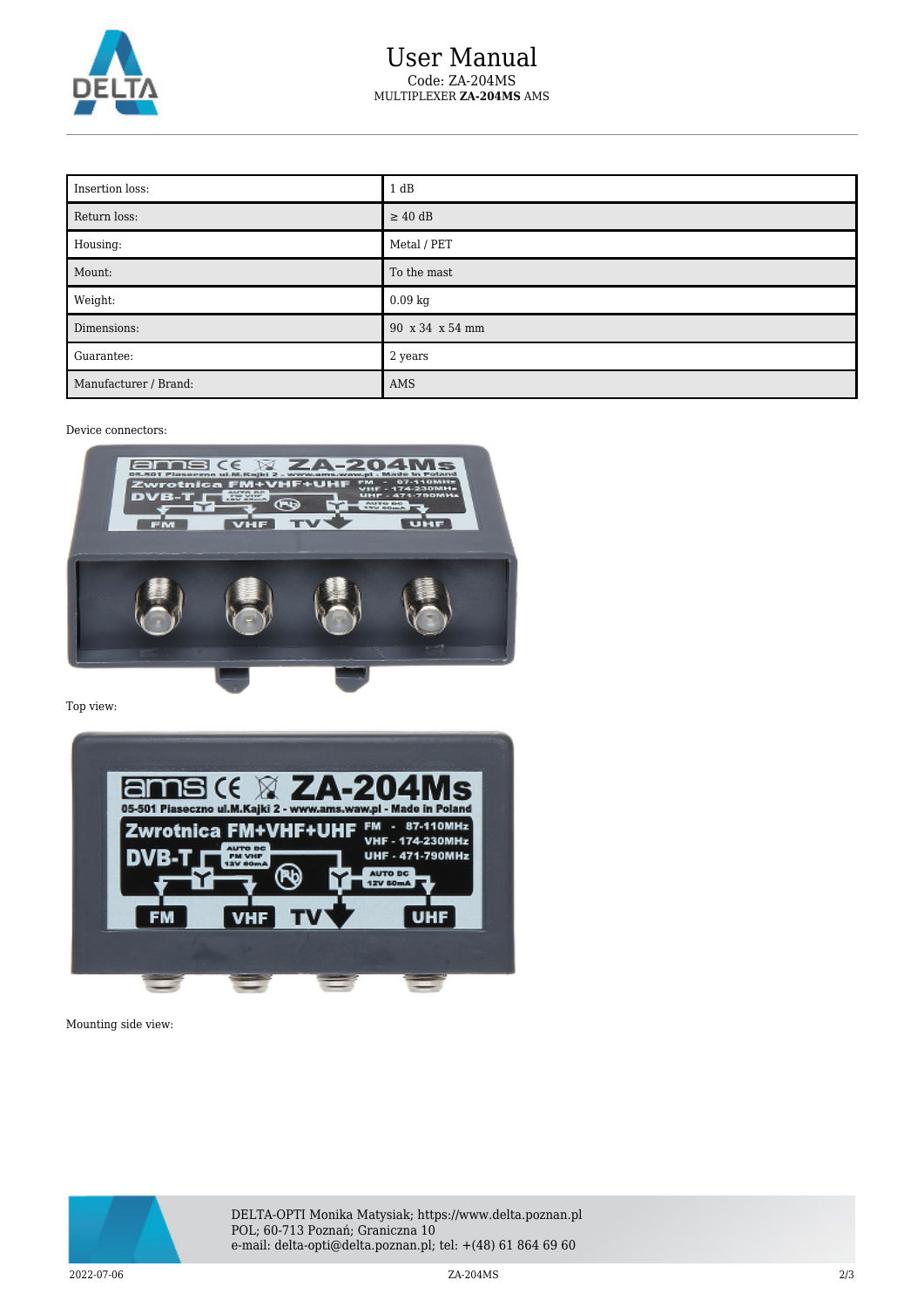| Insertion loss: | 1 dB |
| --- | --- |
| Return loss: | ≥ 40 dB |
| Housing: | Metal / PET |
| Mount: | To the mast |
| Weight: | 0.09 kg |
| Dimensions: | 90 x 34 x 54 mm |
| Guarantee: | 2 years |
| Manufacturer / Brand: | AMS |

Device connectors:

Top view:

Mounting side view: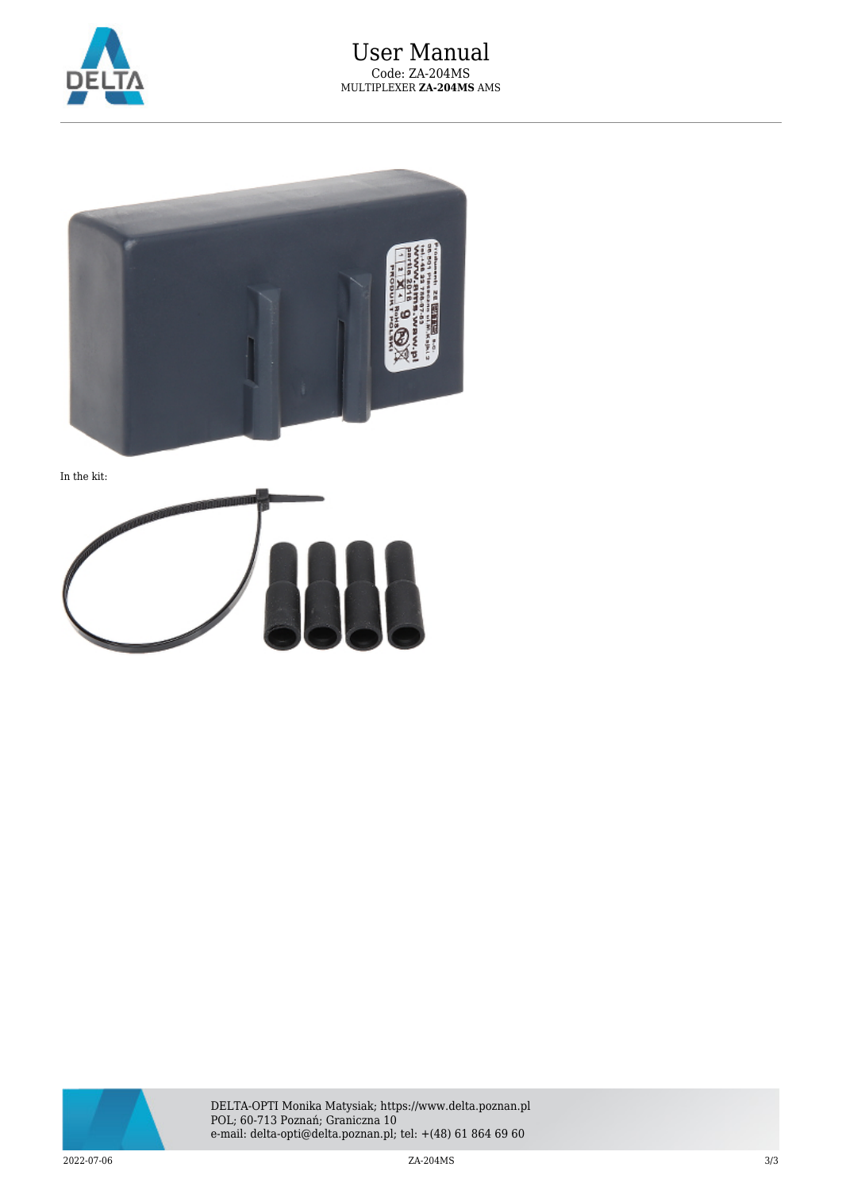In the kit: